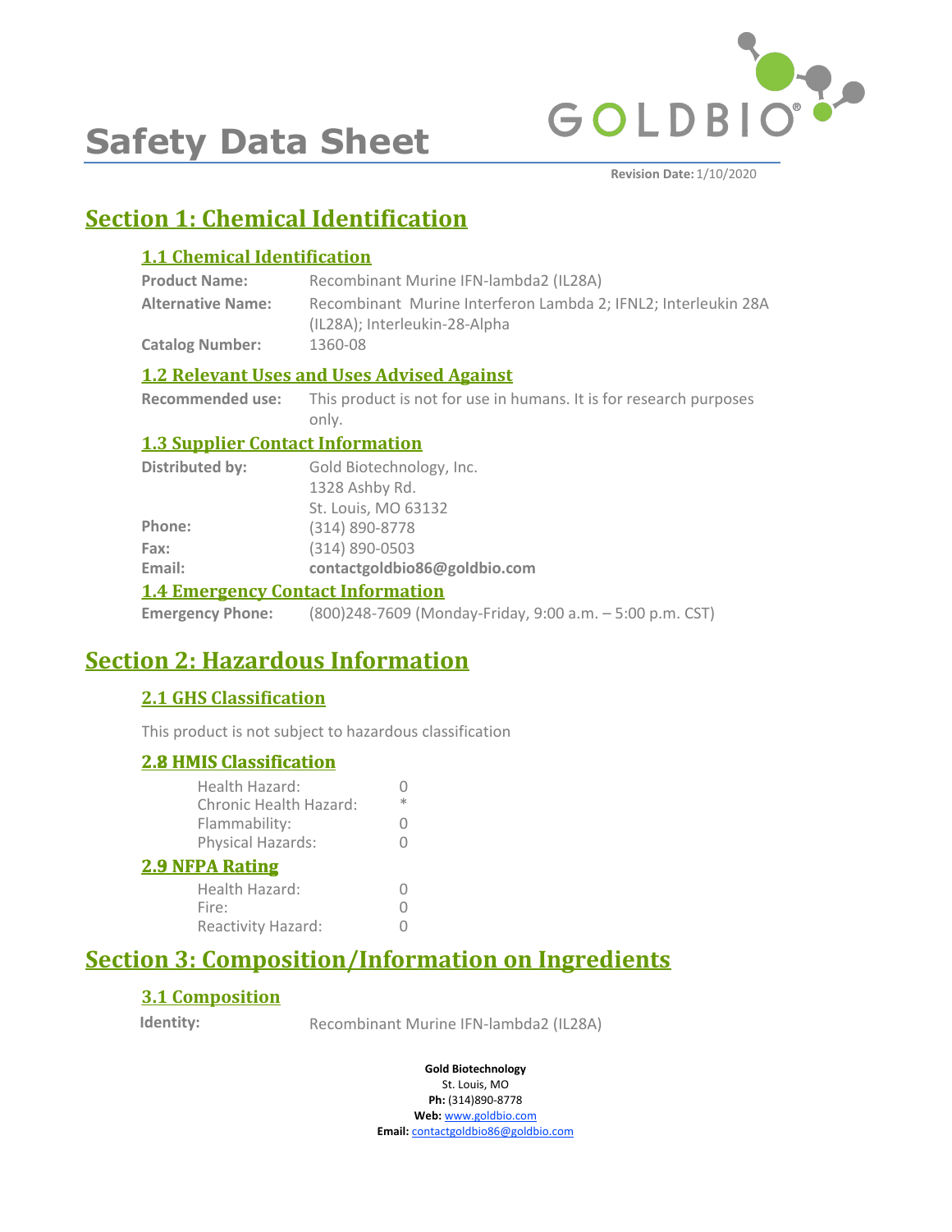# Safety Data Sheet

**Revision Date:** 1/10/2020

## Section 1: Chemical Identification

### 1.1 Chemical Identification

**Product Name:** Recombinant Murine IFN-lambda2 (IL28A)

**Alternative Name:** Recombinant Murine Interferon Lambda 2; IFNL2; Interleukin 28A (IL28A); Interleukin-28-Alpha

**Catalog Number:** 1360-08

### 1.2 Relevant Uses and Uses Advised Against

**Recommended use:** This product is not for use in humans. It is for research purposes only.

### 1.3 Supplier Contact Information

**Distributed by:** Gold Biotechnology, Inc.
1328 Ashby Rd.
St. Louis, MO 63132

**Phone:** (314) 890-8778

**Fax:** (314) 890-0503

**Email:** **contactgoldbio86@goldbio.com**

### 1.4 Emergency Contact Information

**Emergency Phone:** (800)248-7609 (Monday-Friday, 9:00 a.m. – 5:00 p.m. CST)

## Section 2: Hazardous Information

### 2.1 GHS Classification

This product is not subject to hazardous classification

### 2.8 HMIS Classification

| | |
|---|---|
| Health Hazard: | 0 |
| Chronic Health Hazard: | * |
| Flammability: | 0 |
| Physical Hazards: | 0 |

### 2.9 NFPA Rating

| | |
|---|---|
| Health Hazard: | 0 |
| Fire: | 0 |
| Reactivity Hazard: | 0 |

## Section 3: Composition/Information on Ingredients

### 3.1 Composition

**Identity:** Recombinant Murine IFN-lambda2 (IL28A)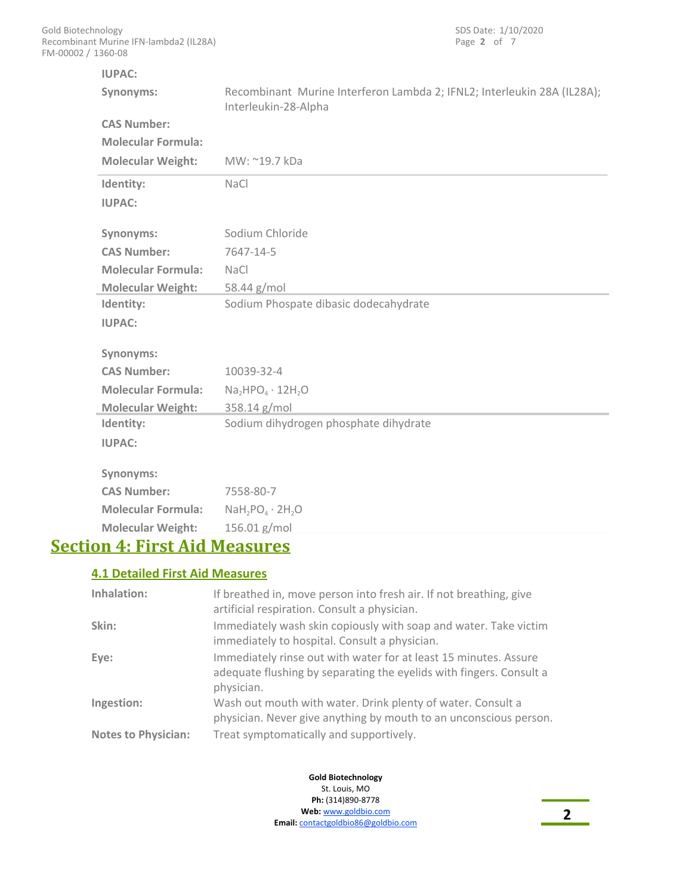| | |
|---|---|
| **IUPAC:** | |
| **Synonyms:** | Recombinant Murine Interferon Lambda 2; IFNL2; Interleukin 28A (IL28A); Interleukin-28-Alpha |
| **CAS Number:** | |
| **Molecular Formula:** | |
| **Molecular Weight:** | MW: ~19.7 kDa |

| | |
|---|---|
| **Identity:** | NaCl |
| **IUPAC:** | |
| **Synonyms:** | Sodium Chloride |
| **CAS Number:** | 7647-14-5 |
| **Molecular Formula:** | NaCl |
| **Molecular Weight:** | 58.44 g/mol |

| | |
|---|---|
| **Identity:** | Sodium Phospate dibasic dodecahydrate |
| **IUPAC:** | |
| **Synonyms:** | |
| **CAS Number:** | 10039-32-4 |
| **Molecular Formula:** | $Na_2HPO_4 \cdot 12H_2O$ |
| **Molecular Weight:** | 358.14 g/mol |

| | |
|---|---|
| **Identity:** | Sodium dihydrogen phosphate dihydrate |
| **IUPAC:** | |
| **Synonyms:** | |
| **CAS Number:** | 7558-80-7 |
| **Molecular Formula:** | $NaH_2PO_4 \cdot 2H_2O$ |
| **Molecular Weight:** | 156.01 g/mol |

# Section 4: First Aid Measures

## 4.1 Detailed First Aid Measures

| | |
|---|---|
| **Inhalation:** | If breathed in, move person into fresh air. If not breathing, give artificial respiration. Consult a physician. |
| **Skin:** | Immediately wash skin copiously with soap and water. Take victim immediately to hospital. Consult a physician. |
| **Eye:** | Immediately rinse out with water for at least 15 minutes. Assure adequate flushing by separating the eyelids with fingers. Consult a physician. |
| **Ingestion:** | Wash out mouth with water. Drink plenty of water. Consult a physician. Never give anything by mouth to an unconscious person. |
| **Notes to Physician:** | Treat symptomatically and supportively. |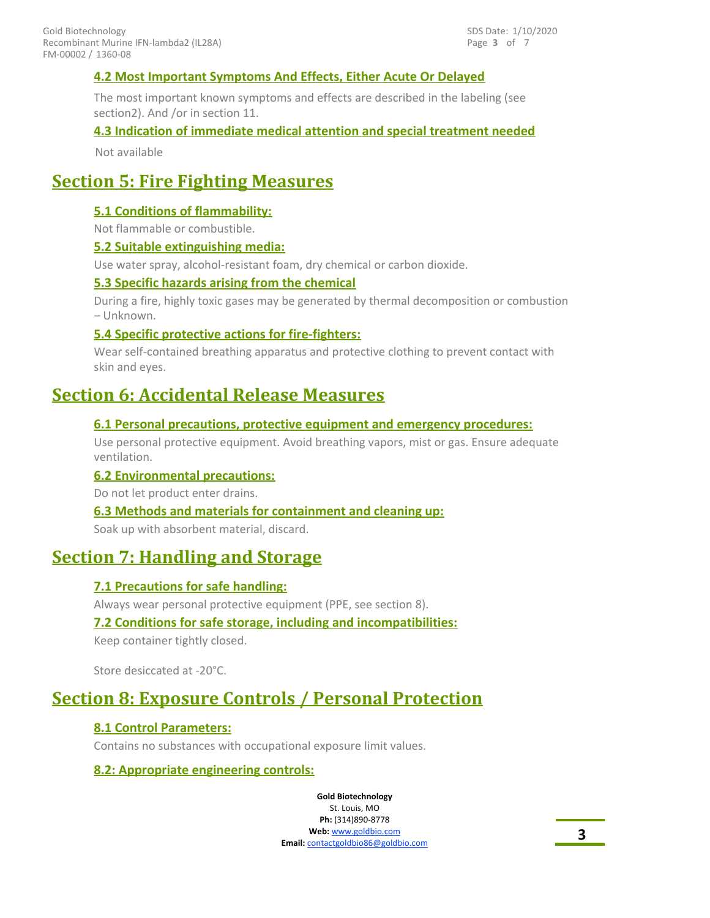### 4.2 Most Important Symptoms And Effects, Either Acute Or Delayed

The most important known symptoms and effects are described in the labeling (see section2). And /or in section 11.

### 4.3 Indication of immediate medical attention and special treatment needed

Not available

## Section 5: Fire Fighting Measures

### 5.1 Conditions of flammability:

Not flammable or combustible.

### 5.2 Suitable extinguishing media:

Use water spray, alcohol-resistant foam, dry chemical or carbon dioxide.

### 5.3 Specific hazards arising from the chemical

During a fire, highly toxic gases may be generated by thermal decomposition or combustion – Unknown.

### 5.4 Specific protective actions for fire-fighters:

Wear self-contained breathing apparatus and protective clothing to prevent contact with skin and eyes.

## Section 6: Accidental Release Measures

### 6.1 Personal precautions, protective equipment and emergency procedures:

Use personal protective equipment. Avoid breathing vapors, mist or gas. Ensure adequate ventilation.

### 6.2 Environmental precautions:

Do not let product enter drains.

### 6.3 Methods and materials for containment and cleaning up:

Soak up with absorbent material, discard.

## Section 7: Handling and Storage

### 7.1 Precautions for safe handling:

Always wear personal protective equipment (PPE, see section 8).

### 7.2 Conditions for safe storage, including and incompatibilities:

Keep container tightly closed.

Store desiccated at -20°C.

## Section 8: Exposure Controls / Personal Protection

### 8.1 Control Parameters:

Contains no substances with occupational exposure limit values.

### 8.2: Appropriate engineering controls: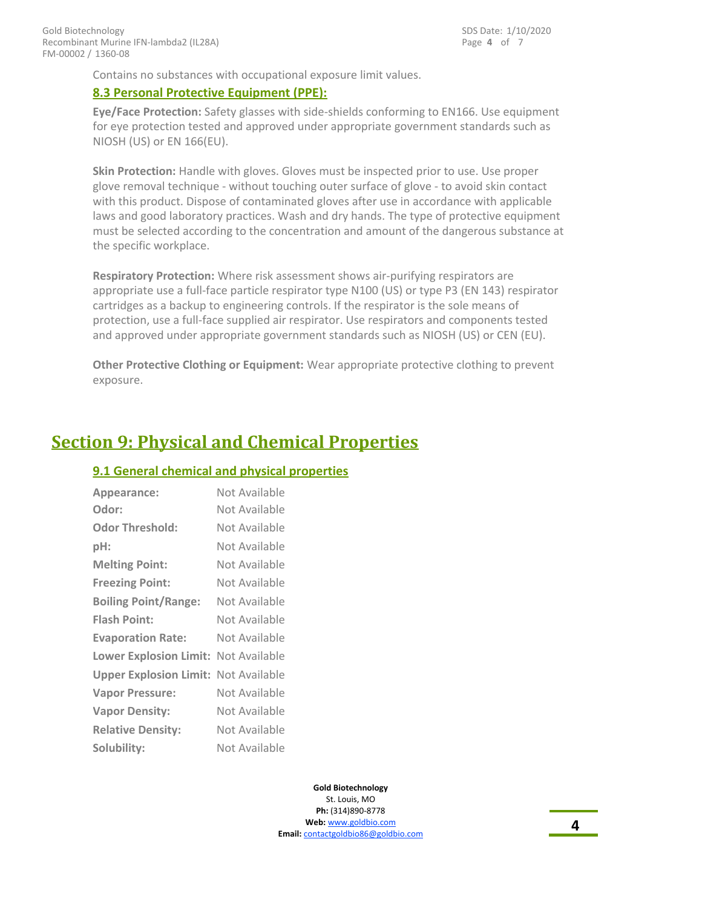Contains no substances with occupational exposure limit values.

### 8.3 Personal Protective Equipment (PPE):

**Eye/Face Protection:** Safety glasses with side-shields conforming to EN166. Use equipment for eye protection tested and approved under appropriate government standards such as NIOSH (US) or EN 166(EU).

**Skin Protection:** Handle with gloves. Gloves must be inspected prior to use. Use proper glove removal technique - without touching outer surface of glove - to avoid skin contact with this product. Dispose of contaminated gloves after use in accordance with applicable laws and good laboratory practices. Wash and dry hands. The type of protective equipment must be selected according to the concentration and amount of the dangerous substance at the specific workplace.

**Respiratory Protection:** Where risk assessment shows air-purifying respirators are appropriate use a full-face particle respirator type N100 (US) or type P3 (EN 143) respirator cartridges as a backup to engineering controls. If the respirator is the sole means of protection, use a full-face supplied air respirator. Use respirators and components tested and approved under appropriate government standards such as NIOSH (US) or CEN (EU).

**Other Protective Clothing or Equipment:** Wear appropriate protective clothing to prevent exposure.

## Section 9: Physical and Chemical Properties

### 9.1 General chemical and physical properties

| | |
|---|---|
| **Appearance:** | Not Available |
| **Odor:** | Not Available |
| **Odor Threshold:** | Not Available |
| **pH:** | Not Available |
| **Melting Point:** | Not Available |
| **Freezing Point:** | Not Available |
| **Boiling Point/Range:** | Not Available |
| **Flash Point:** | Not Available |
| **Evaporation Rate:** | Not Available |
| **Lower Explosion Limit:** | Not Available |
| **Upper Explosion Limit:** | Not Available |
| **Vapor Pressure:** | Not Available |
| **Vapor Density:** | Not Available |
| **Relative Density:** | Not Available |
| **Solubility:** | Not Available |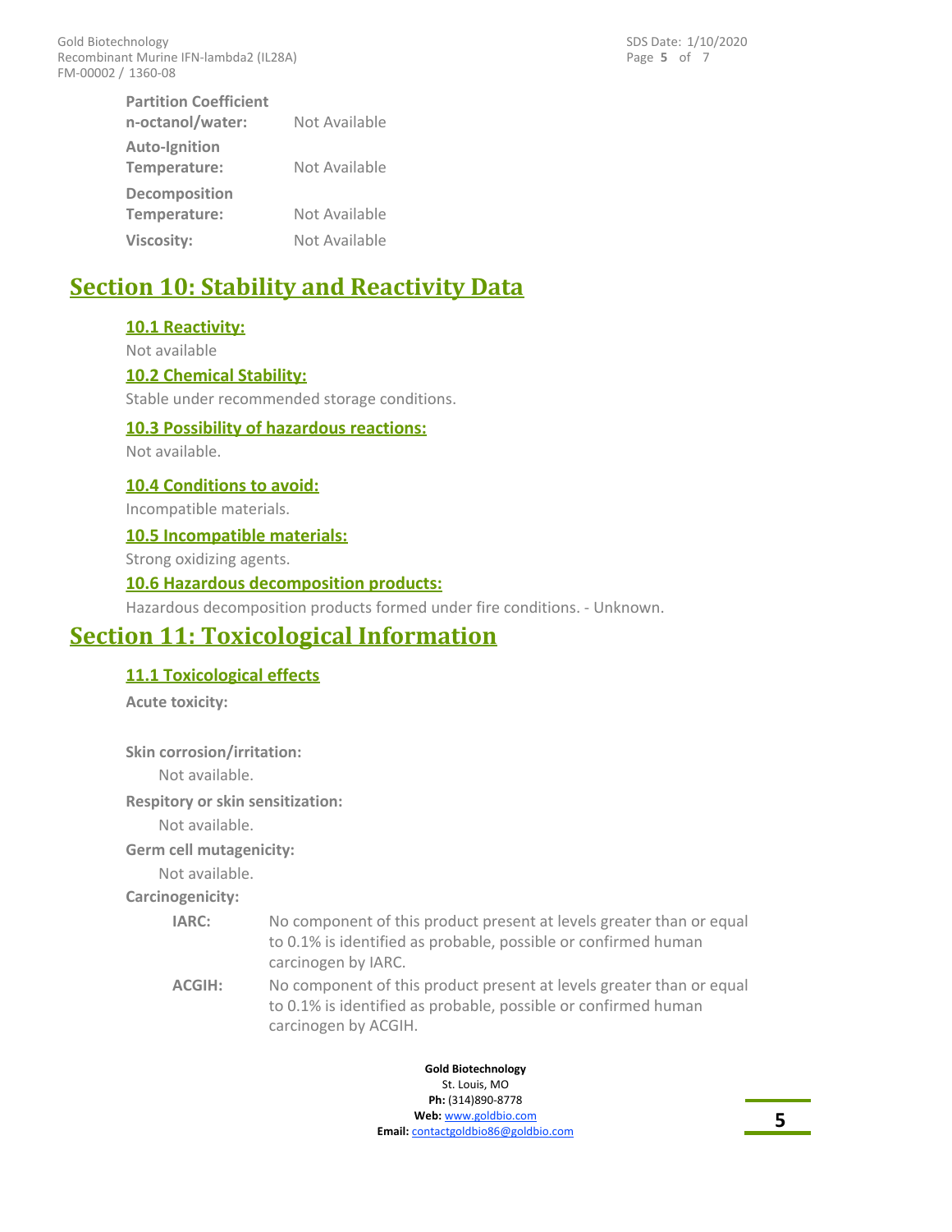**Partition Coefficient n-octanol/water:** Not Available

**Auto-Ignition Temperature:** Not Available

**Decomposition Temperature:** Not Available

**Viscosity:** Not Available

# Section 10: Stability and Reactivity Data

## 10.1 Reactivity:

Not available

## 10.2 Chemical Stability:

Stable under recommended storage conditions.

## 10.3 Possibility of hazardous reactions:

Not available.

## 10.4 Conditions to avoid:

Incompatible materials.

## 10.5 Incompatible materials:

Strong oxidizing agents.

## 10.6 Hazardous decomposition products:

Hazardous decomposition products formed under fire conditions. - Unknown.

# Section 11: Toxicological Information

## 11.1 Toxicological effects

**Acute toxicity:**

**Skin corrosion/irritation:**

Not available.

**Respitory or skin sensitization:**

Not available.

**Germ cell mutagenicity:**

Not available.

**Carcinogenicity:**

**IARC:** No component of this product present at levels greater than or equal to 0.1% is identified as probable, possible or confirmed human carcinogen by IARC.

**ACGIH:** No component of this product present at levels greater than or equal to 0.1% is identified as probable, possible or confirmed human carcinogen by ACGIH.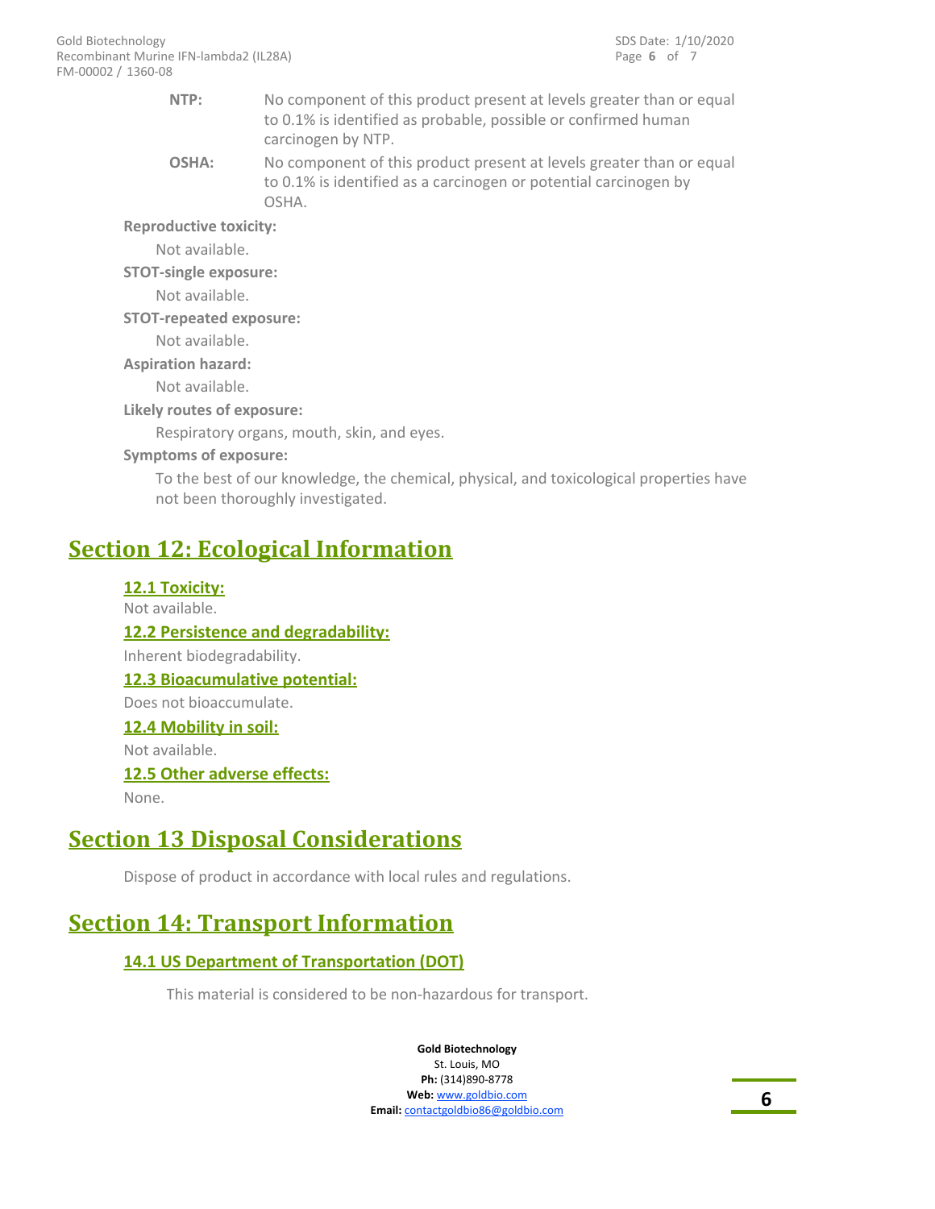**NTP:** No component of this product present at levels greater than or equal to 0.1% is identified as probable, possible or confirmed human carcinogen by NTP.

**OSHA:** No component of this product present at levels greater than or equal to 0.1% is identified as a carcinogen or potential carcinogen by OSHA.

**Reproductive toxicity:**

Not available.

**STOT-single exposure:**

Not available.

**STOT-repeated exposure:**

Not available.

**Aspiration hazard:**

Not available.

**Likely routes of exposure:**

Respiratory organs, mouth, skin, and eyes.

**Symptoms of exposure:**

To the best of our knowledge, the chemical, physical, and toxicological properties have not been thoroughly investigated.

# Section 12: Ecological Information

### 12.1 Toxicity:

Not available.

### 12.2 Persistence and degradability:

Inherent biodegradability.

### 12.3 Bioacumulative potential:

Does not bioaccumulate.

### 12.4 Mobility in soil:

Not available.

### 12.5 Other adverse effects:

None.

# Section 13 Disposal Considerations

Dispose of product in accordance with local rules and regulations.

# Section 14: Transport Information

### 14.1 US Department of Transportation (DOT)

This material is considered to be non-hazardous for transport.

**Gold Biotechnology**
St. Louis, MO
**Ph:** (314)890-8778
**Web:** www.goldbio.com
**Email:** contactgoldbio86@goldbio.com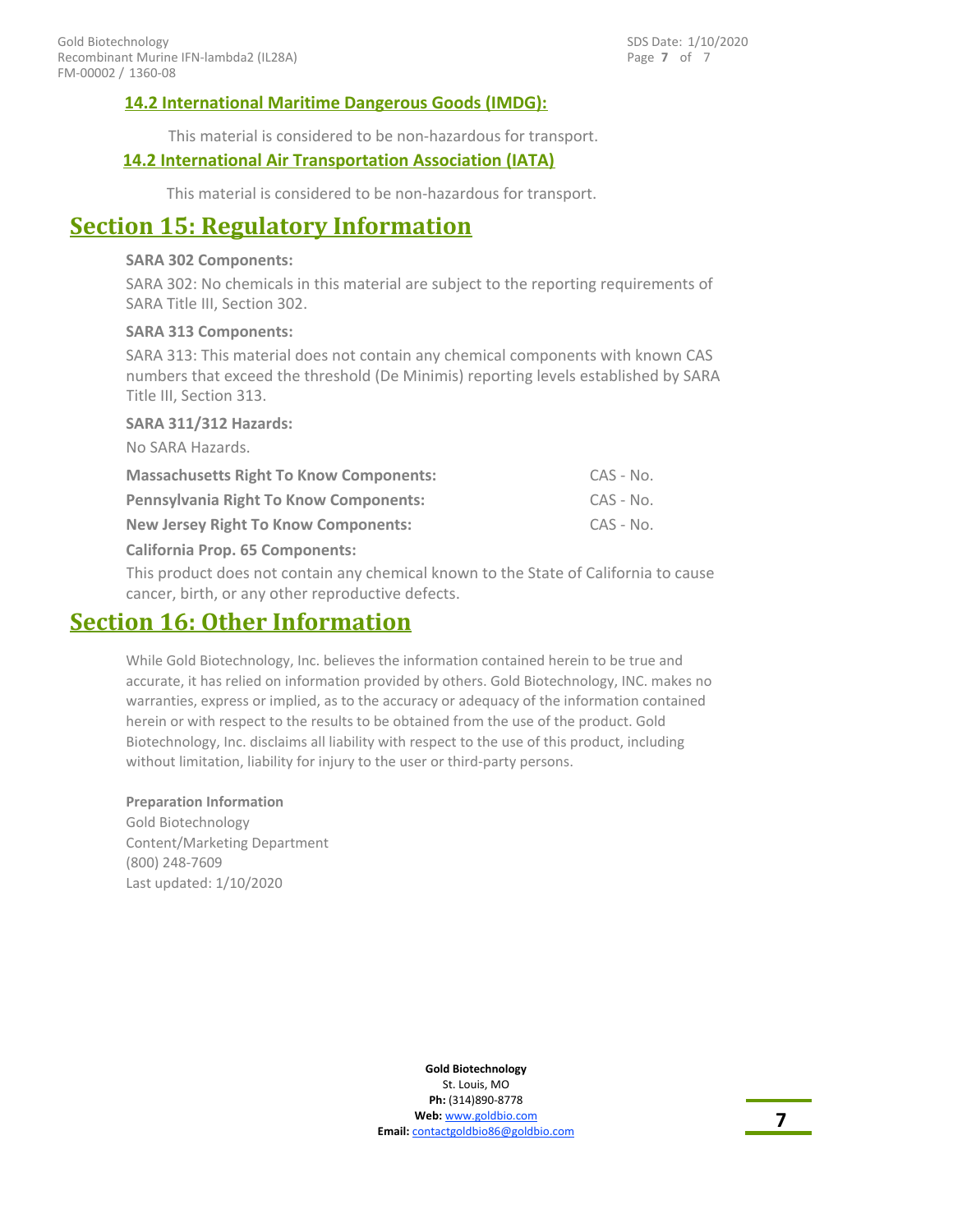### 14.2 International Maritime Dangerous Goods (IMDG):

This material is considered to be non-hazardous for transport.

### 14.2 International Air Transportation Association (IATA)

This material is considered to be non-hazardous for transport.

## Section 15: Regulatory Information

**SARA 302 Components:**

SARA 302: No chemicals in this material are subject to the reporting requirements of SARA Title III, Section 302.

**SARA 313 Components:**

SARA 313: This material does not contain any chemical components with known CAS numbers that exceed the threshold (De Minimis) reporting levels established by SARA Title III, Section 313.

**SARA 311/312 Hazards:**

No SARA Hazards.

| | |
|---|---|
| **Massachusetts Right To Know Components:** | CAS - No. |
| **Pennsylvania Right To Know Components:** | CAS - No. |
| **New Jersey Right To Know Components:** | CAS - No. |

**California Prop. 65 Components:**

This product does not contain any chemical known to the State of California to cause cancer, birth, or any other reproductive defects.

## Section 16: Other Information

While Gold Biotechnology, Inc. believes the information contained herein to be true and accurate, it has relied on information provided by others. Gold Biotechnology, INC. makes no warranties, express or implied, as to the accuracy or adequacy of the information contained herein or with respect to the results to be obtained from the use of the product. Gold Biotechnology, Inc. disclaims all liability with respect to the use of this product, including without limitation, liability for injury to the user or third-party persons.

**Preparation Information**

Gold Biotechnology
Content/Marketing Department
(800) 248-7609
Last updated: 1/10/2020